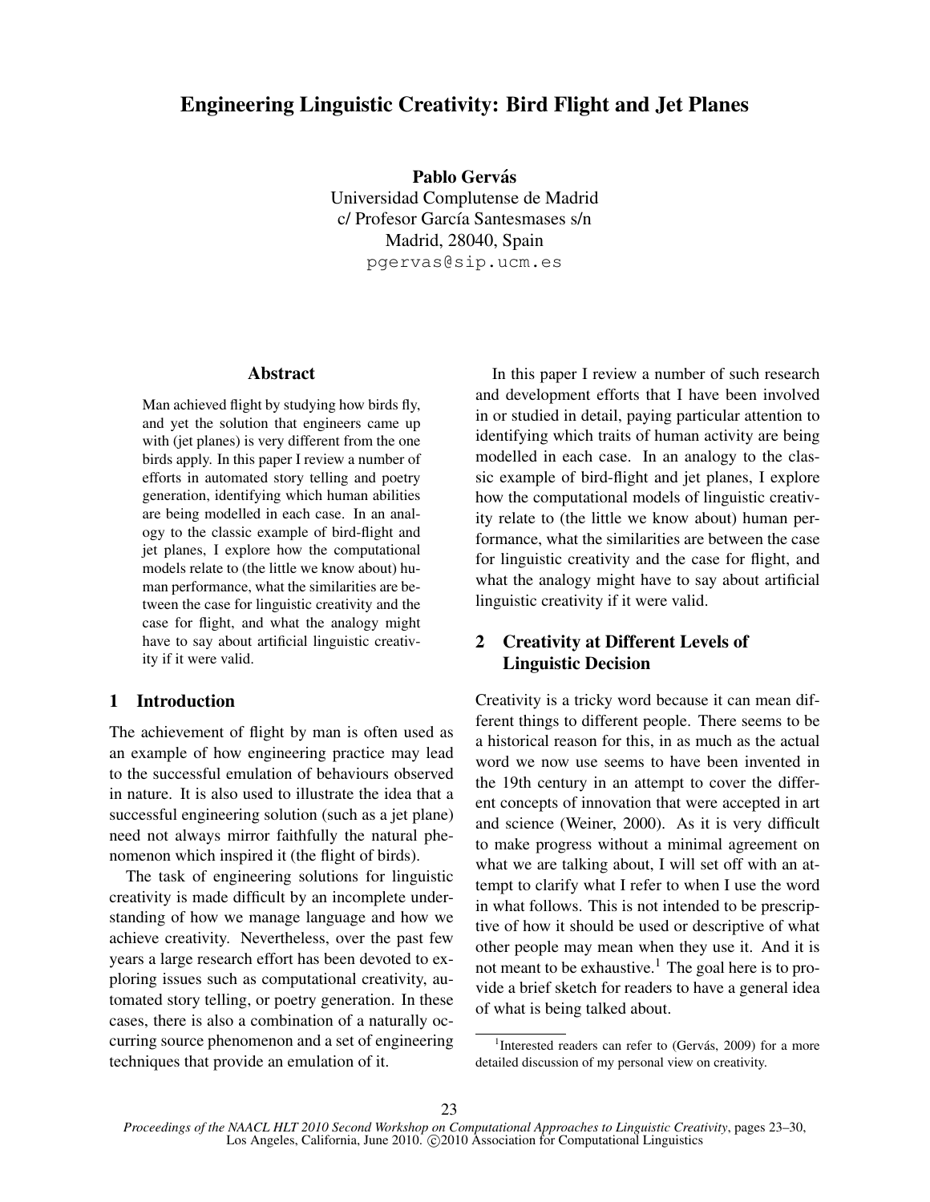# Engineering Linguistic Creativity: Bird Flight and Jet Planes

**Pablo Gervás**
Universidad Complutense de Madrid
c/ Profesor García Santesmases s/n
Madrid, 28040, Spain
pgervas@sip.ucm.es

## Abstract

Man achieved flight by studying how birds fly, and yet the solution that engineers came up with (jet planes) is very different from the one birds apply. In this paper I review a number of efforts in automated story telling and poetry generation, identifying which human abilities are being modelled in each case. In an analogy to the classic example of bird-flight and jet planes, I explore how the computational models relate to (the little we know about) human performance, what the similarities are between the case for linguistic creativity and the case for flight, and what the analogy might have to say about artificial linguistic creativity if it were valid.

## 1 Introduction

The achievement of flight by man is often used as an example of how engineering practice may lead to the successful emulation of behaviours observed in nature. It is also used to illustrate the idea that a successful engineering solution (such as a jet plane) need not always mirror faithfully the natural phenomenon which inspired it (the flight of birds).

The task of engineering solutions for linguistic creativity is made difficult by an incomplete understanding of how we manage language and how we achieve creativity. Nevertheless, over the past few years a large research effort has been devoted to exploring issues such as computational creativity, automated story telling, or poetry generation. In these cases, there is also a combination of a naturally occurring source phenomenon and a set of engineering techniques that provide an emulation of it.

In this paper I review a number of such research and development efforts that I have been involved in or studied in detail, paying particular attention to identifying which traits of human activity are being modelled in each case. In an analogy to the classic example of bird-flight and jet planes, I explore how the computational models of linguistic creativity relate to (the little we know about) human performance, what the similarities are between the case for linguistic creativity and the case for flight, and what the analogy might have to say about artificial linguistic creativity if it were valid.

## 2 Creativity at Different Levels of Linguistic Decision

Creativity is a tricky word because it can mean different things to different people. There seems to be a historical reason for this, in as much as the actual word we now use seems to have been invented in the 19th century in an attempt to cover the different concepts of innovation that were accepted in art and science (Weiner, 2000). As it is very difficult to make progress without a minimal agreement on what we are talking about, I will set off with an attempt to clarify what I refer to when I use the word in what follows. This is not intended to be prescriptive of how it should be used or descriptive of what other people may mean when they use it. And it is not meant to be exhaustive.[1] The goal here is to provide a brief sketch for readers to have a general idea of what is being talked about.

[1] Interested readers can refer to (Gervás, 2009) for a more detailed discussion of my personal view on creativity.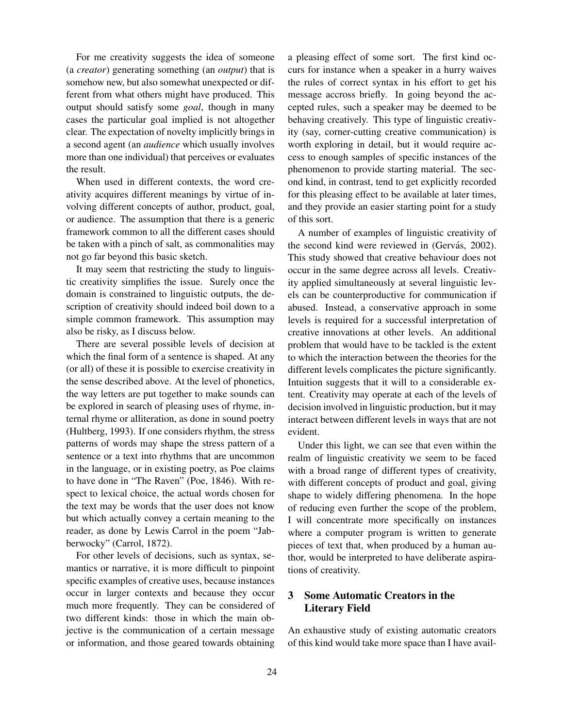For me creativity suggests the idea of someone (a *creator*) generating something (an *output*) that is somehow new, but also somewhat unexpected or different from what others might have produced. This output should satisfy some *goal*, though in many cases the particular goal implied is not altogether clear. The expectation of novelty implicitly brings in a second agent (an *audience* which usually involves more than one individual) that perceives or evaluates the result.

When used in different contexts, the word creativity acquires different meanings by virtue of involving different concepts of author, product, goal, or audience. The assumption that there is a generic framework common to all the different cases should be taken with a pinch of salt, as commonalities may not go far beyond this basic sketch.

It may seem that restricting the study to linguistic creativity simplifies the issue. Surely once the domain is constrained to linguistic outputs, the description of creativity should indeed boil down to a simple common framework. This assumption may also be risky, as I discuss below.

There are several possible levels of decision at which the final form of a sentence is shaped. At any (or all) of these it is possible to exercise creativity in the sense described above. At the level of phonetics, the way letters are put together to make sounds can be explored in search of pleasing uses of rhyme, internal rhyme or alliteration, as done in sound poetry (Hultberg, 1993). If one considers rhythm, the stress patterns of words may shape the stress pattern of a sentence or a text into rhythms that are uncommon in the language, or in existing poetry, as Poe claims to have done in "The Raven" (Poe, 1846). With respect to lexical choice, the actual words chosen for the text may be words that the user does not know but which actually convey a certain meaning to the reader, as done by Lewis Carrol in the poem "Jabberwocky" (Carrol, 1872).

For other levels of decisions, such as syntax, semantics or narrative, it is more difficult to pinpoint specific examples of creative uses, because instances occur in larger contexts and because they occur much more frequently. They can be considered of two different kinds: those in which the main objective is the communication of a certain message or information, and those geared towards obtaining a pleasing effect of some sort. The first kind occurs for instance when a speaker in a hurry waives the rules of correct syntax in his effort to get his message accross briefly. In going beyond the accepted rules, such a speaker may be deemed to be behaving creatively. This type of linguistic creativity (say, corner-cutting creative communication) is worth exploring in detail, but it would require access to enough samples of specific instances of the phenomenon to provide starting material. The second kind, in contrast, tend to get explicitly recorded for this pleasing effect to be available at later times, and they provide an easier starting point for a study of this sort.

A number of examples of linguistic creativity of the second kind were reviewed in (Gervás, 2002). This study showed that creative behaviour does not occur in the same degree across all levels. Creativity applied simultaneously at several linguistic levels can be counterproductive for communication if abused. Instead, a conservative approach in some levels is required for a successful interpretation of creative innovations at other levels. An additional problem that would have to be tackled is the extent to which the interaction between the theories for the different levels complicates the picture significantly. Intuition suggests that it will to a considerable extent. Creativity may operate at each of the levels of decision involved in linguistic production, but it may interact between different levels in ways that are not evident.

Under this light, we can see that even within the realm of linguistic creativity we seem to be faced with a broad range of different types of creativity, with different concepts of product and goal, giving shape to widely differing phenomena. In the hope of reducing even further the scope of the problem, I will concentrate more specifically on instances where a computer program is written to generate pieces of text that, when produced by a human author, would be interpreted to have deliberate aspirations of creativity.

## 3 Some Automatic Creators in the Literary Field

An exhaustive study of existing automatic creators of this kind would take more space than I have avail-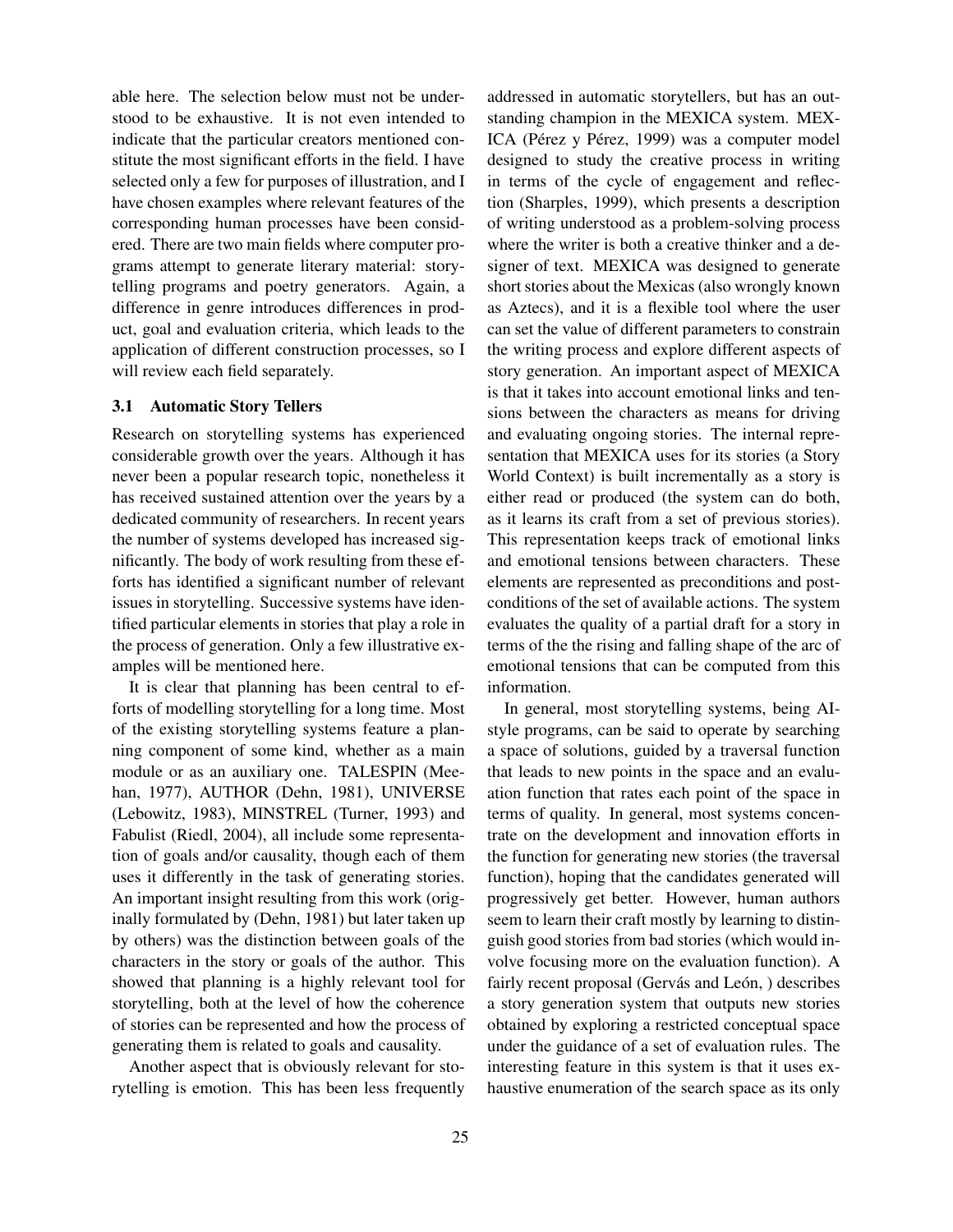able here. The selection below must not be understood to be exhaustive. It is not even intended to indicate that the particular creators mentioned constitute the most significant efforts in the field. I have selected only a few for purposes of illustration, and I have chosen examples where relevant features of the corresponding human processes have been considered. There are two main fields where computer programs attempt to generate literary material: storytelling programs and poetry generators. Again, a difference in genre introduces differences in product, goal and evaluation criteria, which leads to the application of different construction processes, so I will review each field separately.

### 3.1 Automatic Story Tellers

Research on storytelling systems has experienced considerable growth over the years. Although it has never been a popular research topic, nonetheless it has received sustained attention over the years by a dedicated community of researchers. In recent years the number of systems developed has increased significantly. The body of work resulting from these efforts has identified a significant number of relevant issues in storytelling. Successive systems have identified particular elements in stories that play a role in the process of generation. Only a few illustrative examples will be mentioned here.

It is clear that planning has been central to efforts of modelling storytelling for a long time. Most of the existing storytelling systems feature a planning component of some kind, whether as a main module or as an auxiliary one. TALESPIN (Meehan, 1977), AUTHOR (Dehn, 1981), UNIVERSE (Lebowitz, 1983), MINSTREL (Turner, 1993) and Fabulist (Riedl, 2004), all include some representation of goals and/or causality, though each of them uses it differently in the task of generating stories. An important insight resulting from this work (originally formulated by (Dehn, 1981) but later taken up by others) was the distinction between goals of the characters in the story or goals of the author. This showed that planning is a highly relevant tool for storytelling, both at the level of how the coherence of stories can be represented and how the process of generating them is related to goals and causality.

Another aspect that is obviously relevant for storytelling is emotion. This has been less frequently addressed in automatic storytellers, but has an outstanding champion in the MEXICA system. MEXICA (Pérez y Pérez, 1999) was a computer model designed to study the creative process in writing in terms of the cycle of engagement and reflection (Sharples, 1999), which presents a description of writing understood as a problem-solving process where the writer is both a creative thinker and a designer of text. MEXICA was designed to generate short stories about the Mexicas (also wrongly known as Aztecs), and it is a flexible tool where the user can set the value of different parameters to constrain the writing process and explore different aspects of story generation. An important aspect of MEXICA is that it takes into account emotional links and tensions between the characters as means for driving and evaluating ongoing stories. The internal representation that MEXICA uses for its stories (a Story World Context) is built incrementally as a story is either read or produced (the system can do both, as it learns its craft from a set of previous stories). This representation keeps track of emotional links and emotional tensions between characters. These elements are represented as preconditions and postconditions of the set of available actions. The system evaluates the quality of a partial draft for a story in terms of the the rising and falling shape of the arc of emotional tensions that can be computed from this information.

In general, most storytelling systems, being AI-style programs, can be said to operate by searching a space of solutions, guided by a traversal function that leads to new points in the space and an evaluation function that rates each point of the space in terms of quality. In general, most systems concentrate on the development and innovation efforts in the function for generating new stories (the traversal function), hoping that the candidates generated will progressively get better. However, human authors seem to learn their craft mostly by learning to distinguish good stories from bad stories (which would involve focusing more on the evaluation function). A fairly recent proposal (Gervás and León, ) describes a story generation system that outputs new stories obtained by exploring a restricted conceptual space under the guidance of a set of evaluation rules. The interesting feature in this system is that it uses exhaustive enumeration of the search space as its only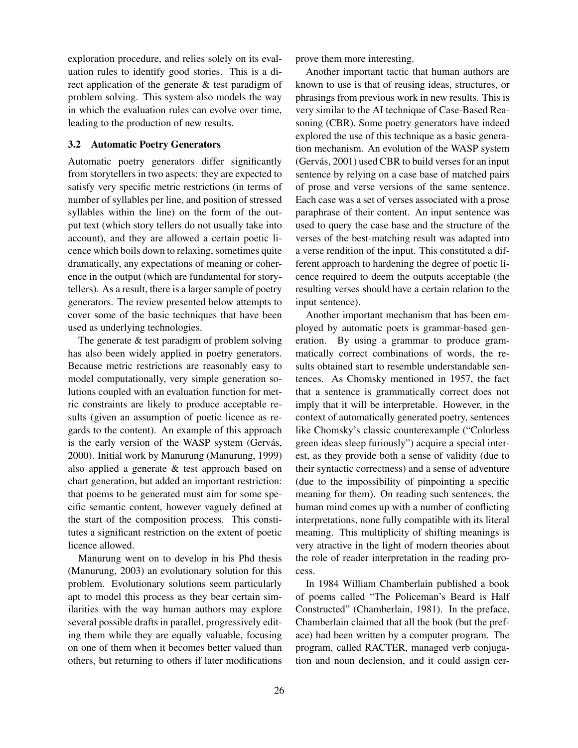exploration procedure, and relies solely on its evaluation rules to identify good stories. This is a direct application of the generate & test paradigm of problem solving. This system also models the way in which the evaluation rules can evolve over time, leading to the production of new results.

### 3.2 Automatic Poetry Generators

Automatic poetry generators differ significantly from storytellers in two aspects: they are expected to satisfy very specific metric restrictions (in terms of number of syllables per line, and position of stressed syllables within the line) on the form of the output text (which story tellers do not usually take into account), and they are allowed a certain poetic licence which boils down to relaxing, sometimes quite dramatically, any expectations of meaning or coherence in the output (which are fundamental for storytellers). As a result, there is a larger sample of poetry generators. The review presented below attempts to cover some of the basic techniques that have been used as underlying technologies.

The generate & test paradigm of problem solving has also been widely applied in poetry generators. Because metric restrictions are reasonably easy to model computationally, very simple generation solutions coupled with an evaluation function for metric constraints are likely to produce acceptable results (given an assumption of poetic licence as regards to the content). An example of this approach is the early version of the WASP system (Gervás, 2000). Initial work by Manurung (Manurung, 1999) also applied a generate & test approach based on chart generation, but added an important restriction: that poems to be generated must aim for some specific semantic content, however vaguely defined at the start of the composition process. This constitutes a significant restriction on the extent of poetic licence allowed.

Manurung went on to develop in his Phd thesis (Manurung, 2003) an evolutionary solution for this problem. Evolutionary solutions seem particularly apt to model this process as they bear certain similarities with the way human authors may explore several possible drafts in parallel, progressively editing them while they are equally valuable, focusing on one of them when it becomes better valued than others, but returning to others if later modifications prove them more interesting.

Another important tactic that human authors are known to use is that of reusing ideas, structures, or phrasings from previous work in new results. This is very similar to the AI technique of Case-Based Reasoning (CBR). Some poetry generators have indeed explored the use of this technique as a basic generation mechanism. An evolution of the WASP system (Gervás, 2001) used CBR to build verses for an input sentence by relying on a case base of matched pairs of prose and verse versions of the same sentence. Each case was a set of verses associated with a prose paraphrase of their content. An input sentence was used to query the case base and the structure of the verses of the best-matching result was adapted into a verse rendition of the input. This constituted a different approach to hardening the degree of poetic licence required to deem the outputs acceptable (the resulting verses should have a certain relation to the input sentence).

Another important mechanism that has been employed by automatic poets is grammar-based generation. By using a grammar to produce grammatically correct combinations of words, the results obtained start to resemble understandable sentences. As Chomsky mentioned in 1957, the fact that a sentence is grammatically correct does not imply that it will be interpretable. However, in the context of automatically generated poetry, sentences like Chomsky's classic counterexample ("Colorless green ideas sleep furiously") acquire a special interest, as they provide both a sense of validity (due to their syntactic correctness) and a sense of adventure (due to the impossibility of pinpointing a specific meaning for them). On reading such sentences, the human mind comes up with a number of conflicting interpretations, none fully compatible with its literal meaning. This multiplicity of shifting meanings is very atractive in the light of modern theories about the role of reader interpretation in the reading process.

In 1984 William Chamberlain published a book of poems called "The Policeman's Beard is Half Constructed" (Chamberlain, 1981). In the preface, Chamberlain claimed that all the book (but the preface) had been written by a computer program. The program, called RACTER, managed verb conjugation and noun declension, and it could assign cer-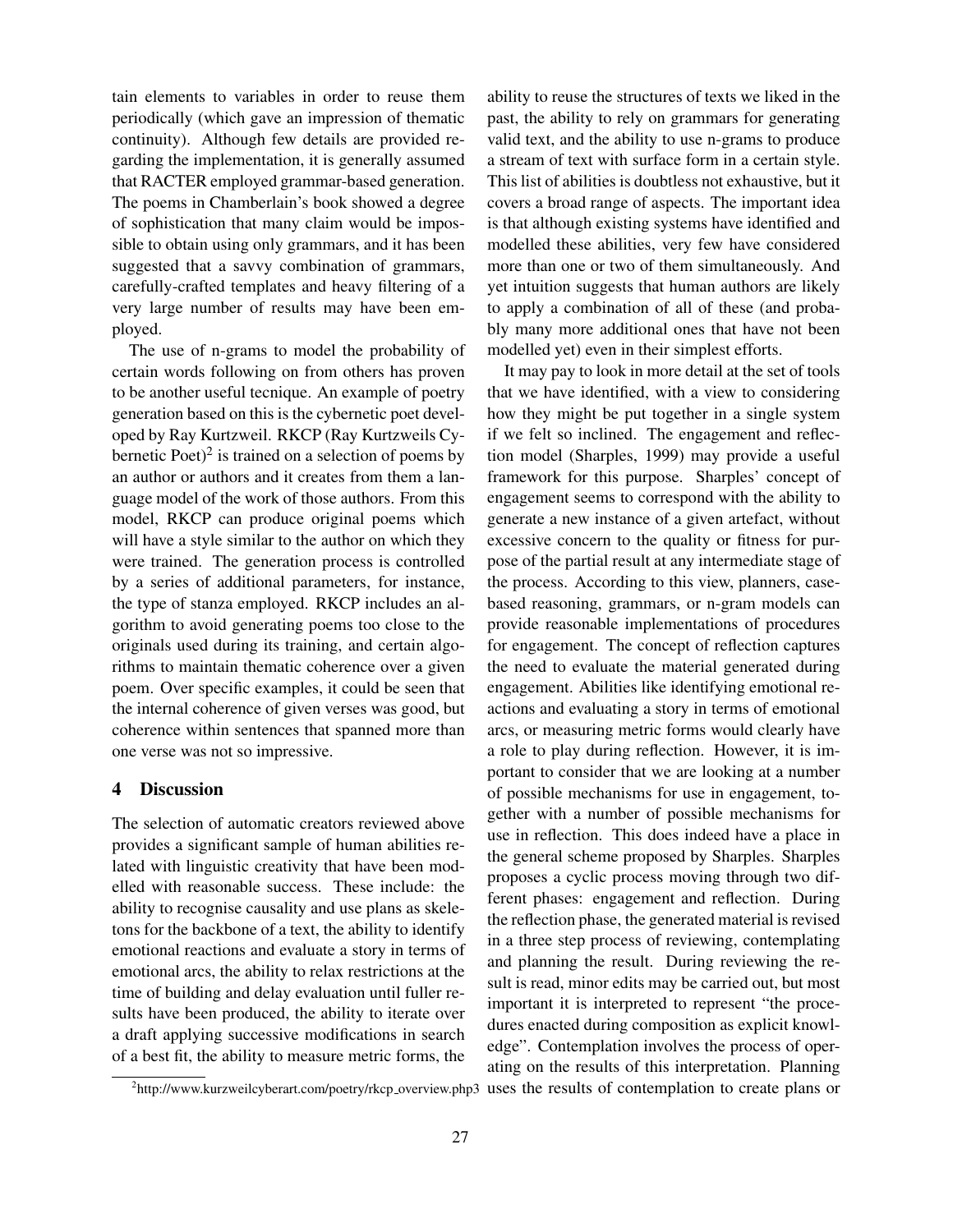tain elements to variables in order to reuse them periodically (which gave an impression of thematic continuity). Although few details are provided regarding the implementation, it is generally assumed that RACTER employed grammar-based generation. The poems in Chamberlain's book showed a degree of sophistication that many claim would be impossible to obtain using only grammars, and it has been suggested that a savvy combination of grammars, carefully-crafted templates and heavy filtering of a very large number of results may have been employed.

The use of n-grams to model the probability of certain words following on from others has proven to be another useful tecnique. An example of poetry generation based on this is the cybernetic poet developed by Ray Kurtzweil. RKCP (Ray Kurtzweils Cybernetic Poet)[2] is trained on a selection of poems by an author or authors and it creates from them a language model of the work of those authors. From this model, RKCP can produce original poems which will have a style similar to the author on which they were trained. The generation process is controlled by a series of additional parameters, for instance, the type of stanza employed. RKCP includes an algorithm to avoid generating poems too close to the originals used during its training, and certain algorithms to maintain thematic coherence over a given poem. Over specific examples, it could be seen that the internal coherence of given verses was good, but coherence within sentences that spanned more than one verse was not so impressive.

## 4 Discussion

The selection of automatic creators reviewed above provides a significant sample of human abilities related with linguistic creativity that have been modelled with reasonable success. These include: the ability to recognise causality and use plans as skeletons for the backbone of a text, the ability to identify emotional reactions and evaluate a story in terms of emotional arcs, the ability to relax restrictions at the time of building and delay evaluation until fuller results have been produced, the ability to iterate over a draft applying successive modifications in search of a best fit, the ability to measure metric forms, the ability to reuse the structures of texts we liked in the past, the ability to rely on grammars for generating valid text, and the ability to use n-grams to produce a stream of text with surface form in a certain style. This list of abilities is doubtless not exhaustive, but it covers a broad range of aspects. The important idea is that although existing systems have identified and modelled these abilities, very few have considered more than one or two of them simultaneously. And yet intuition suggests that human authors are likely to apply a combination of all of these (and probably many more additional ones that have not been modelled yet) even in their simplest efforts.

It may pay to look in more detail at the set of tools that we have identified, with a view to considering how they might be put together in a single system if we felt so inclined. The engagement and reflection model (Sharples, 1999) may provide a useful framework for this purpose. Sharples' concept of engagement seems to correspond with the ability to generate a new instance of a given artefact, without excessive concern to the quality or fitness for purpose of the partial result at any intermediate stage of the process. According to this view, planners, case-based reasoning, grammars, or n-gram models can provide reasonable implementations of procedures for engagement. The concept of reflection captures the need to evaluate the material generated during engagement. Abilities like identifying emotional reactions and evaluating a story in terms of emotional arcs, or measuring metric forms would clearly have a role to play during reflection. However, it is important to consider that we are looking at a number of possible mechanisms for use in engagement, together with a number of possible mechanisms for use in reflection. This does indeed have a place in the general scheme proposed by Sharples. Sharples proposes a cyclic process moving through two different phases: engagement and reflection. During the reflection phase, the generated material is revised in a three step process of reviewing, contemplating and planning the result. During reviewing the result is read, minor edits may be carried out, but most important it is interpreted to represent "the procedures enacted during composition as explicit knowledge". Contemplation involves the process of operating on the results of this interpretation. Planning uses the results of contemplation to create plans or

[2] http://www.kurzweilcyberart.com/poetry/rkcp_overview.php3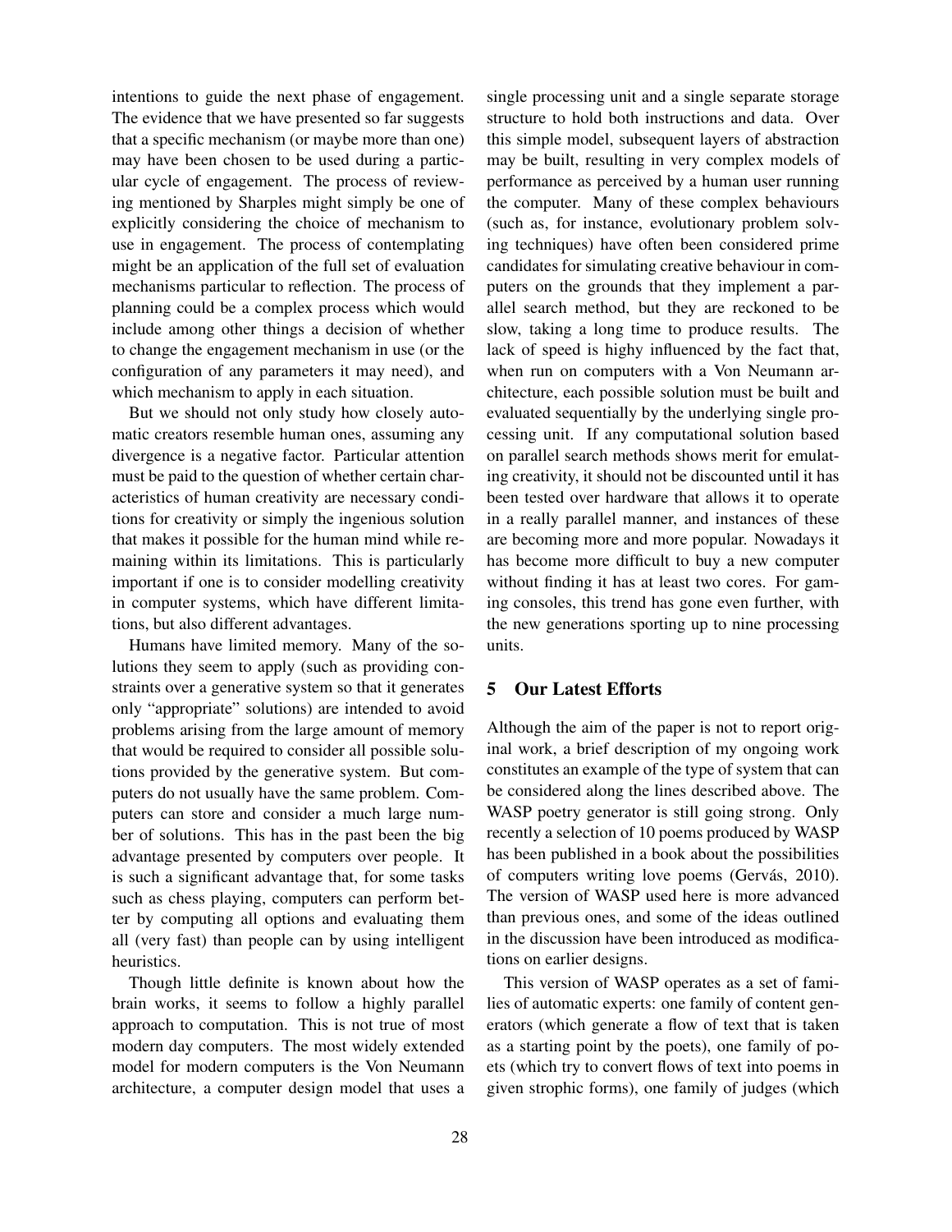intentions to guide the next phase of engagement. The evidence that we have presented so far suggests that a specific mechanism (or maybe more than one) may have been chosen to be used during a particular cycle of engagement. The process of reviewing mentioned by Sharples might simply be one of explicitly considering the choice of mechanism to use in engagement. The process of contemplating might be an application of the full set of evaluation mechanisms particular to reflection. The process of planning could be a complex process which would include among other things a decision of whether to change the engagement mechanism in use (or the configuration of any parameters it may need), and which mechanism to apply in each situation.

But we should not only study how closely automatic creators resemble human ones, assuming any divergence is a negative factor. Particular attention must be paid to the question of whether certain characteristics of human creativity are necessary conditions for creativity or simply the ingenious solution that makes it possible for the human mind while remaining within its limitations. This is particularly important if one is to consider modelling creativity in computer systems, which have different limitations, but also different advantages.

Humans have limited memory. Many of the solutions they seem to apply (such as providing constraints over a generative system so that it generates only "appropriate" solutions) are intended to avoid problems arising from the large amount of memory that would be required to consider all possible solutions provided by the generative system. But computers do not usually have the same problem. Computers can store and consider a much large number of solutions. This has in the past been the big advantage presented by computers over people. It is such a significant advantage that, for some tasks such as chess playing, computers can perform better by computing all options and evaluating them all (very fast) than people can by using intelligent heuristics.

Though little definite is known about how the brain works, it seems to follow a highly parallel approach to computation. This is not true of most modern day computers. The most widely extended model for modern computers is the Von Neumann architecture, a computer design model that uses a single processing unit and a single separate storage structure to hold both instructions and data. Over this simple model, subsequent layers of abstraction may be built, resulting in very complex models of performance as perceived by a human user running the computer. Many of these complex behaviours (such as, for instance, evolutionary problem solving techniques) have often been considered prime candidates for simulating creative behaviour in computers on the grounds that they implement a parallel search method, but they are reckoned to be slow, taking a long time to produce results. The lack of speed is highy influenced by the fact that, when run on computers with a Von Neumann architecture, each possible solution must be built and evaluated sequentially by the underlying single processing unit. If any computational solution based on parallel search methods shows merit for emulating creativity, it should not be discounted until it has been tested over hardware that allows it to operate in a really parallel manner, and instances of these are becoming more and more popular. Nowadays it has become more difficult to buy a new computer without finding it has at least two cores. For gaming consoles, this trend has gone even further, with the new generations sporting up to nine processing units.

## 5 Our Latest Efforts

Although the aim of the paper is not to report original work, a brief description of my ongoing work constitutes an example of the type of system that can be considered along the lines described above. The WASP poetry generator is still going strong. Only recently a selection of 10 poems produced by WASP has been published in a book about the possibilities of computers writing love poems (Gervás, 2010). The version of WASP used here is more advanced than previous ones, and some of the ideas outlined in the discussion have been introduced as modifications on earlier designs.

This version of WASP operates as a set of families of automatic experts: one family of content generators (which generate a flow of text that is taken as a starting point by the poets), one family of poets (which try to convert flows of text into poems in given strophic forms), one family of judges (which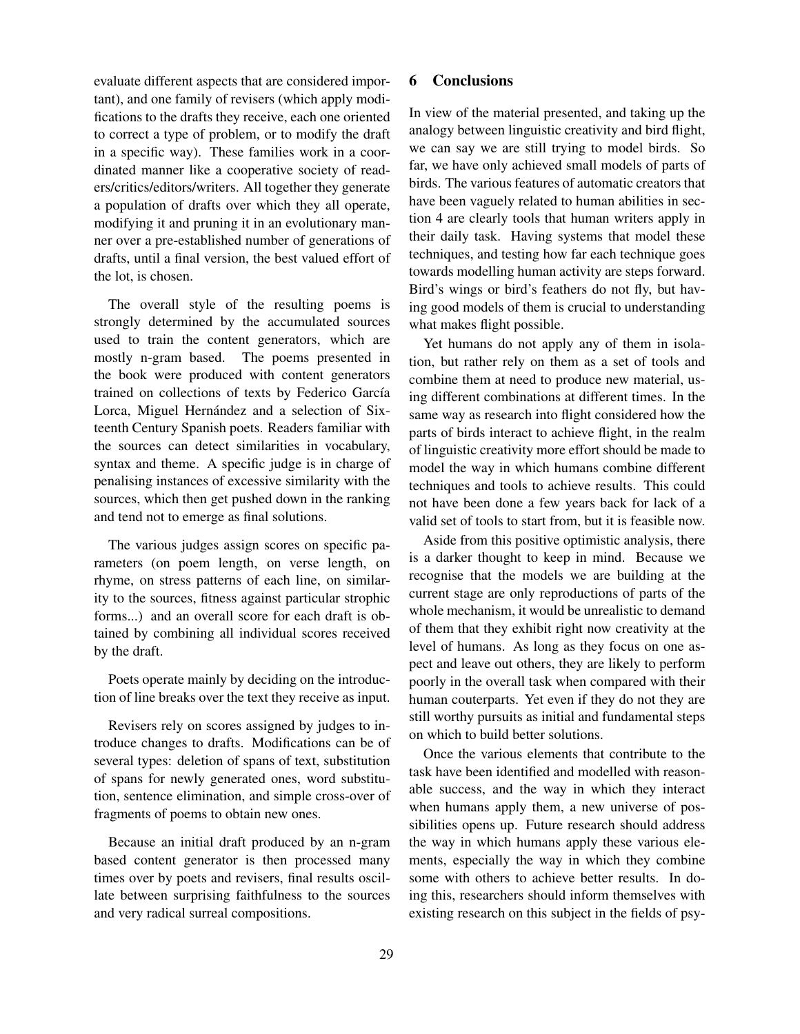evaluate different aspects that are considered important), and one family of revisers (which apply modifications to the drafts they receive, each one oriented to correct a type of problem, or to modify the draft in a specific way). These families work in a coordinated manner like a cooperative society of readers/critics/editors/writers. All together they generate a population of drafts over which they all operate, modifying it and pruning it in an evolutionary manner over a pre-established number of generations of drafts, until a final version, the best valued effort of the lot, is chosen.

The overall style of the resulting poems is strongly determined by the accumulated sources used to train the content generators, which are mostly n-gram based. The poems presented in the book were produced with content generators trained on collections of texts by Federico García Lorca, Miguel Hernández and a selection of Sixteenth Century Spanish poets. Readers familiar with the sources can detect similarities in vocabulary, syntax and theme. A specific judge is in charge of penalising instances of excessive similarity with the sources, which then get pushed down in the ranking and tend not to emerge as final solutions.

The various judges assign scores on specific parameters (on poem length, on verse length, on rhyme, on stress patterns of each line, on similarity to the sources, fitness against particular strophic forms...) and an overall score for each draft is obtained by combining all individual scores received by the draft.

Poets operate mainly by deciding on the introduction of line breaks over the text they receive as input.

Revisers rely on scores assigned by judges to introduce changes to drafts. Modifications can be of several types: deletion of spans of text, substitution of spans for newly generated ones, word substitution, sentence elimination, and simple cross-over of fragments of poems to obtain new ones.

Because an initial draft produced by an n-gram based content generator is then processed many times over by poets and revisers, final results oscillate between surprising faithfulness to the sources and very radical surreal compositions.

## 6 Conclusions

In view of the material presented, and taking up the analogy between linguistic creativity and bird flight, we can say we are still trying to model birds. So far, we have only achieved small models of parts of birds. The various features of automatic creators that have been vaguely related to human abilities in section 4 are clearly tools that human writers apply in their daily task. Having systems that model these techniques, and testing how far each technique goes towards modelling human activity are steps forward. Bird's wings or bird's feathers do not fly, but having good models of them is crucial to understanding what makes flight possible.

Yet humans do not apply any of them in isolation, but rather rely on them as a set of tools and combine them at need to produce new material, using different combinations at different times. In the same way as research into flight considered how the parts of birds interact to achieve flight, in the realm of linguistic creativity more effort should be made to model the way in which humans combine different techniques and tools to achieve results. This could not have been done a few years back for lack of a valid set of tools to start from, but it is feasible now.

Aside from this positive optimistic analysis, there is a darker thought to keep in mind. Because we recognise that the models we are building at the current stage are only reproductions of parts of the whole mechanism, it would be unrealistic to demand of them that they exhibit right now creativity at the level of humans. As long as they focus on one aspect and leave out others, they are likely to perform poorly in the overall task when compared with their human couterparts. Yet even if they do not they are still worthy pursuits as initial and fundamental steps on which to build better solutions.

Once the various elements that contribute to the task have been identified and modelled with reasonable success, and the way in which they interact when humans apply them, a new universe of possibilities opens up. Future research should address the way in which humans apply these various elements, especially the way in which they combine some with others to achieve better results. In doing this, researchers should inform themselves with existing research on this subject in the fields of psy-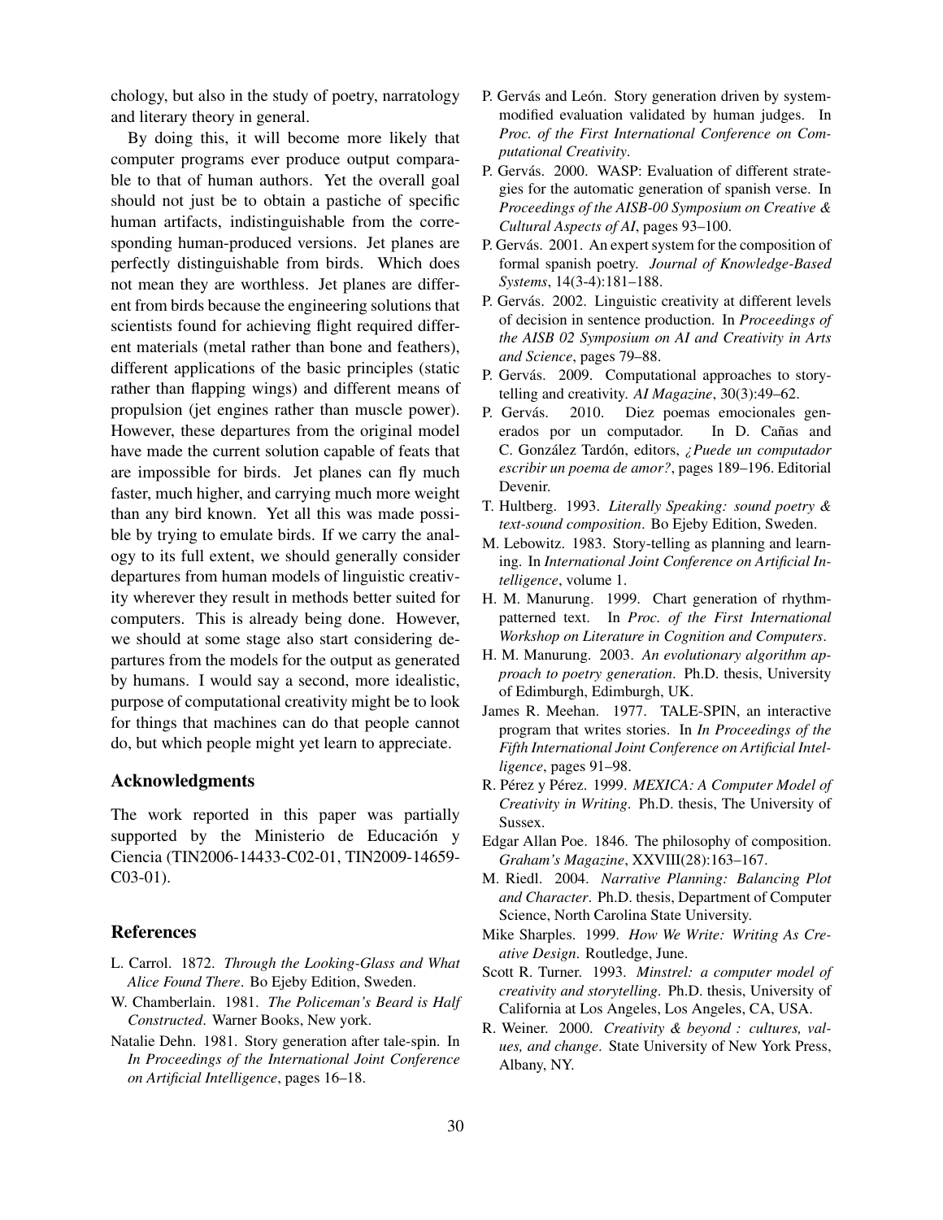chology, but also in the study of poetry, narratology and literary theory in general.

By doing this, it will become more likely that computer programs ever produce output comparable to that of human authors. Yet the overall goal should not just be to obtain a pastiche of specific human artifacts, indistinguishable from the corresponding human-produced versions. Jet planes are perfectly distinguishable from birds. Which does not mean they are worthless. Jet planes are different from birds because the engineering solutions that scientists found for achieving flight required different materials (metal rather than bone and feathers), different applications of the basic principles (static rather than flapping wings) and different means of propulsion (jet engines rather than muscle power). However, these departures from the original model have made the current solution capable of feats that are impossible for birds. Jet planes can fly much faster, much higher, and carrying much more weight than any bird known. Yet all this was made possible by trying to emulate birds. If we carry the analogy to its full extent, we should generally consider departures from human models of linguistic creativity wherever they result in methods better suited for computers. This is already being done. However, we should at some stage also start considering departures from the models for the output as generated by humans. I would say a second, more idealistic, purpose of computational creativity might be to look for things that machines can do that people cannot do, but which people might yet learn to appreciate.

## Acknowledgments

The work reported in this paper was partially supported by the Ministerio de Educación y Ciencia (TIN2006-14433-C02-01, TIN2009-14659-C03-01).

## References

L. Carrol. 1872. *Through the Looking-Glass and What Alice Found There*. Bo Ejeby Edition, Sweden.

W. Chamberlain. 1981. *The Policeman's Beard is Half Constructed*. Warner Books, New york.

Natalie Dehn. 1981. Story generation after tale-spin. In *In Proceedings of the International Joint Conference on Artificial Intelligence*, pages 16–18.

P. Gervás and León. Story generation driven by system-modified evaluation validated by human judges. In *Proc. of the First International Conference on Computational Creativity*.

P. Gervás. 2000. WASP: Evaluation of different strategies for the automatic generation of spanish verse. In *Proceedings of the AISB-00 Symposium on Creative & Cultural Aspects of AI*, pages 93–100.

P. Gervás. 2001. An expert system for the composition of formal spanish poetry. *Journal of Knowledge-Based Systems*, 14(3-4):181–188.

P. Gervás. 2002. Linguistic creativity at different levels of decision in sentence production. In *Proceedings of the AISB 02 Symposium on AI and Creativity in Arts and Science*, pages 79–88.

P. Gervás. 2009. Computational approaches to storytelling and creativity. *AI Magazine*, 30(3):49–62.

P. Gervás. 2010. Diez poemas emocionales generados por un computador. In D. Cañas and C. González Tardón, editors, *¿Puede un computador escribir un poema de amor?*, pages 189–196. Editorial Devenir.

T. Hultberg. 1993. *Literally Speaking: sound poetry & text-sound composition*. Bo Ejeby Edition, Sweden.

M. Lebowitz. 1983. Story-telling as planning and learning. In *International Joint Conference on Artificial Intelligence*, volume 1.

H. M. Manurung. 1999. Chart generation of rhythm-patterned text. In *Proc. of the First International Workshop on Literature in Cognition and Computers*.

H. M. Manurung. 2003. *An evolutionary algorithm approach to poetry generation*. Ph.D. thesis, University of Edimburgh, Edimburgh, UK.

James R. Meehan. 1977. TALE-SPIN, an interactive program that writes stories. In *In Proceedings of the Fifth International Joint Conference on Artificial Intelligence*, pages 91–98.

R. Pérez y Pérez. 1999. *MEXICA: A Computer Model of Creativity in Writing*. Ph.D. thesis, The University of Sussex.

Edgar Allan Poe. 1846. The philosophy of composition. *Graham's Magazine*, XXVIII(28):163–167.

M. Riedl. 2004. *Narrative Planning: Balancing Plot and Character*. Ph.D. thesis, Department of Computer Science, North Carolina State University.

Mike Sharples. 1999. *How We Write: Writing As Creative Design*. Routledge, June.

Scott R. Turner. 1993. *Minstrel: a computer model of creativity and storytelling*. Ph.D. thesis, University of California at Los Angeles, Los Angeles, CA, USA.

R. Weiner. 2000. *Creativity & beyond : cultures, values, and change*. State University of New York Press, Albany, NY.